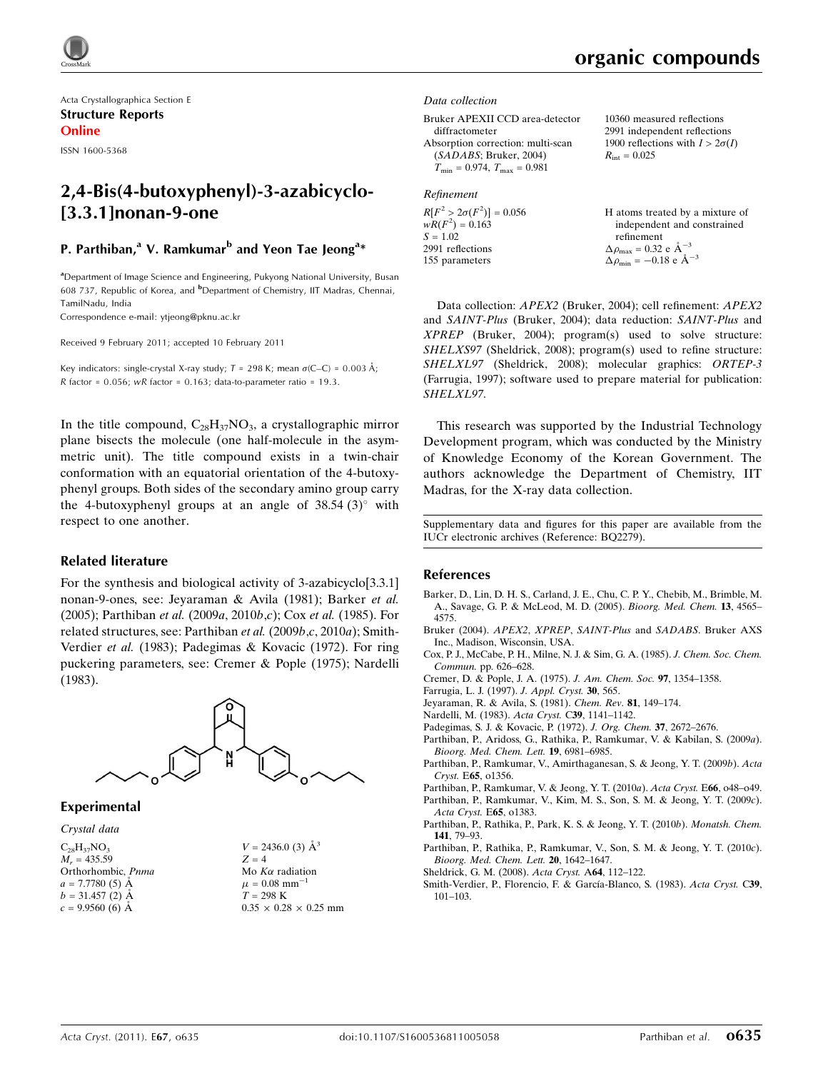Acta Crystallographica Section E

**Structure Reports Online**

ISSN 1600-5368

# 2,4-Bis(4-butoxyphenyl)-3-azabicyclo-[3.3.1]nonan-9-one

**P. Parthiban,[a] V. Ramkumar[b] and Yeon Tae Jeong[a]***

[a]Department of Image Science and Engineering, Pukyong National University, Busan 608 737, Republic of Korea, and [b]Department of Chemistry, IIT Madras, Chennai, TamilNadu, India

Correspondence e-mail: ytjeong@pknu.ac.kr

Received 9 February 2011; accepted 10 February 2011

Key indicators: single-crystal X-ray study; $T$ = 298 K; mean $\sigma$(C–C) = 0.003 Å; $R$ factor = 0.056; $wR$ factor = 0.163; data-to-parameter ratio = 19.3.

In the title compound, $C_{28}H_{37}NO_3$, a crystallographic mirror plane bisects the molecule (one half-molecule in the asymmetric unit). The title compound exists in a twin-chair conformation with an equatorial orientation of the 4-butoxyphenyl groups. Both sides of the secondary amino group carry the 4-butoxyphenyl groups at an angle of 38.54 (3)° with respect to one another.

## Related literature

For the synthesis and biological activity of 3-azabicyclo[3.3.1]nonan-9-ones, see: Jeyaraman & Avila (1981); Barker *et al.* (2005); Parthiban *et al.* (2009*a*, 2010*b*,*c*); Cox *et al.* (1985). For related structures, see: Parthiban *et al.* (2009*b*,*c*, 2010*a*); Smith-Verdier *et al.* (1983); Padegimas & Kovacic (1972). For ring puckering parameters, see: Cremer & Pople (1975); Nardelli (1983).

## Experimental

*Crystal data*

$C_{28}H_{37}NO_3$
$M_r$ = 435.59
Orthorhombic, $Pnma$
$a$ = 7.7780 (5) Å
$b$ = 31.457 (2) Å
$c$ = 9.9560 (6) Å
$V$ = 2436.0 (3) Å$^3$
$Z$ = 4
Mo $K\alpha$ radiation
$\mu$ = 0.08 mm$^{-1}$
$T$ = 298 K
0.35 × 0.28 × 0.25 mm

*Data collection*

Bruker APEXII CCD area-detector diffractometer
Absorption correction: multi-scan (*SADABS*; Bruker, 2004)
$T_{min}$ = 0.974, $T_{max}$ = 0.981
10360 measured reflections
2991 independent reflections
1900 reflections with $I > 2\sigma(I)$
$R_{int}$ = 0.025

*Refinement*

$R[F^2 > 2\sigma(F^2)]$ = 0.056
$wR(F^2)$ = 0.163
$S$ = 1.02
2991 reflections
155 parameters
H atoms treated by a mixture of independent and constrained refinement
$\Delta\rho_{max}$ = 0.32 e Å$^{-3}$
$\Delta\rho_{min}$ = −0.18 e Å$^{-3}$

Data collection: *APEX2* (Bruker, 2004); cell refinement: *APEX2* and *SAINT-Plus* (Bruker, 2004); data reduction: *SAINT-Plus* and *XPREP* (Bruker, 2004); program(s) used to solve structure: *SHELXS97* (Sheldrick, 2008); program(s) used to refine structure: *SHELXL97* (Sheldrick, 2008); molecular graphics: *ORTEP-3* (Farrugia, 1997); software used to prepare material for publication: *SHELXL97*.

This research was supported by the Industrial Technology Development program, which was conducted by the Ministry of Knowledge Economy of the Korean Government. The authors acknowledge the Department of Chemistry, IIT Madras, for the X-ray data collection.

Supplementary data and figures for this paper are available from the IUCr electronic archives (Reference: BQ2279).

## References

Barker, D., Lin, D. H. S., Carland, J. E., Chu, C. P. Y., Chebib, M., Brimble, M. A., Savage, G. P. & McLeod, M. D. (2005). *Bioorg. Med. Chem.* **13**, 4565–4575.

Bruker (2004). *APEX2*, *XPREP*, *SAINT-Plus* and *SADABS*. Bruker AXS Inc., Madison, Wisconsin, USA.

Cox, P. J., McCabe, P. H., Milne, N. J. & Sim, G. A. (1985). *J. Chem. Soc. Chem. Commun.* pp. 626–628.

Cremer, D. & Pople, J. A. (1975). *J. Am. Chem. Soc.* **97**, 1354–1358.

Farrugia, L. J. (1997). *J. Appl. Cryst.* **30**, 565.

Jeyaraman, R. & Avila, S. (1981). *Chem. Rev.* **81**, 149–174.

Nardelli, M. (1983). *Acta Cryst.* C**39**, 1141–1142.

Padegimas, S. J. & Kovacic, P. (1972). *J. Org. Chem.* **37**, 2672–2676.

Parthiban, P., Aridoss, G., Rathika, P., Ramkumar, V. & Kabilan, S. (2009*a*). *Bioorg. Med. Chem. Lett.* **19**, 6981–6985.

Parthiban, P., Ramkumar, V., Amirthaganesan, S. & Jeong, Y. T. (2009*b*). *Acta Cryst.* E**65**, o1356.

Parthiban, P., Ramkumar, V. & Jeong, Y. T. (2010*a*). *Acta Cryst.* E**66**, o48–o49.

Parthiban, P., Ramkumar, V., Kim, M. S., Son, S. M. & Jeong, Y. T. (2009*c*). *Acta Cryst.* E**65**, o1383.

Parthiban, P., Rathika, P., Park, K. S. & Jeong, Y. T. (2010*b*). *Monatsh. Chem.* **141**, 79–93.

Parthiban, P., Rathika, P., Ramkumar, V., Son, S. M. & Jeong, Y. T. (2010*c*). *Bioorg. Med. Chem. Lett.* **20**, 1642–1647.

Sheldrick, G. M. (2008). *Acta Cryst.* A**64**, 112–122.

Smith-Verdier, P., Florencio, F. & García-Blanco, S. (1983). *Acta Cryst.* C**39**, 101–103.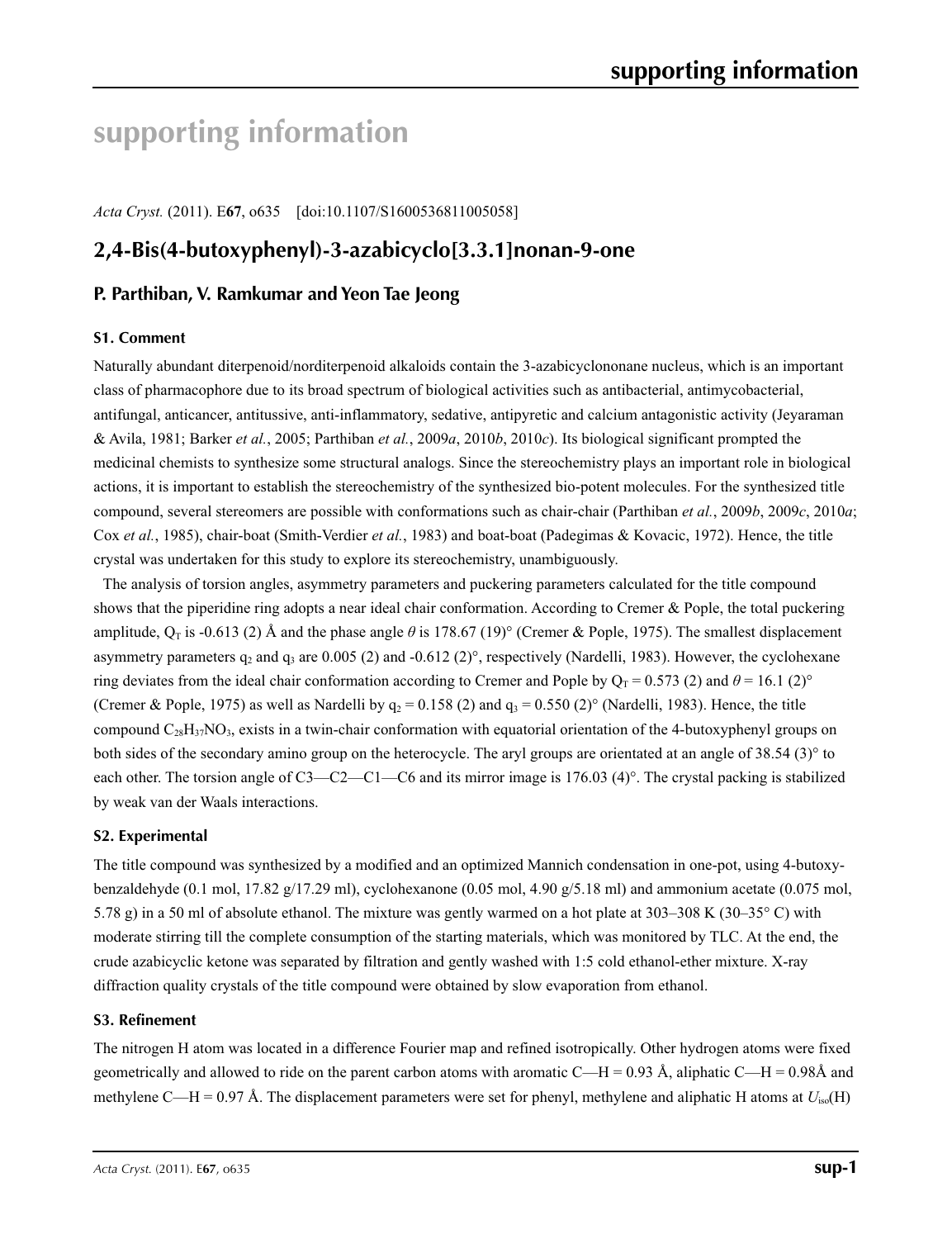# supporting information

*Acta Cryst.* (2011). E**67**, o635    [doi:10.1107/S1600536811005058]

## 2,4-Bis(4-butoxyphenyl)-3-azabicyclo[3.3.1]nonan-9-one

### P. Parthiban, V. Ramkumar and Yeon Tae Jeong

#### S1. Comment

Naturally abundant diterpenoid/norditerpenoid alkaloids contain the 3-azabicyclononane nucleus, which is an important class of pharmacophore due to its broad spectrum of biological activities such as antibacterial, antimycobacterial, antifungal, anticancer, antitussive, anti-inflammatory, sedative, antipyretic and calcium antagonistic activity (Jeyaraman & Avila, 1981; Barker *et al.*, 2005; Parthiban *et al.*, 2009*a*, 2010*b*, 2010*c*). Its biological significant prompted the medicinal chemists to synthesize some structural analogs. Since the stereochemistry plays an important role in biological actions, it is important to establish the stereochemistry of the synthesized bio-potent molecules. For the synthesized title compound, several stereomers are possible with conformations such as chair-chair (Parthiban *et al.*, 2009*b*, 2009*c*, 2010*a*; Cox *et al.*, 1985), chair-boat (Smith-Verdier *et al.*, 1983) and boat-boat (Padegimas & Kovacic, 1972). Hence, the title crystal was undertaken for this study to explore its stereochemistry, unambiguously.

The analysis of torsion angles, asymmetry parameters and puckering parameters calculated for the title compound shows that the piperidine ring adopts a near ideal chair conformation. According to Cremer & Pople, the total puckering amplitude, $Q_T$ is -0.613 (2) Å and the phase angle $\theta$ is 178.67 (19)° (Cremer & Pople, 1975). The smallest displacement asymmetry parameters $q_2$ and $q_3$ are 0.005 (2) and -0.612 (2)°, respectively (Nardelli, 1983). However, the cyclohexane ring deviates from the ideal chair conformation according to Cremer and Pople by $Q_T$ = 0.573 (2) and $\theta$ = 16.1 (2)° (Cremer & Pople, 1975) as well as Nardelli by $q_2$ = 0.158 (2) and $q_3$ = 0.550 (2)° (Nardelli, 1983). Hence, the title compound $C_{28}H_{37}NO_3$, exists in a twin-chair conformation with equatorial orientation of the 4-butoxyphenyl groups on both sides of the secondary amino group on the heterocycle. The aryl groups are orientated at an angle of 38.54 (3)° to each other. The torsion angle of C3—C2—C1—C6 and its mirror image is 176.03 (4)°. The crystal packing is stabilized by weak van der Waals interactions.

#### S2. Experimental

The title compound was synthesized by a modified and an optimized Mannich condensation in one-pot, using 4-butoxy-benzaldehyde (0.1 mol, 17.82 g/17.29 ml), cyclohexanone (0.05 mol, 4.90 g/5.18 ml) and ammonium acetate (0.075 mol, 5.78 g) in a 50 ml of absolute ethanol. The mixture was gently warmed on a hot plate at 303–308 K (30–35° C) with moderate stirring till the complete consumption of the starting materials, which was monitored by TLC. At the end, the crude azabicyclic ketone was separated by filtration and gently washed with 1:5 cold ethanol-ether mixture. X-ray diffraction quality crystals of the title compound were obtained by slow evaporation from ethanol.

#### S3. Refinement

The nitrogen H atom was located in a difference Fourier map and refined isotropically. Other hydrogen atoms were fixed geometrically and allowed to ride on the parent carbon atoms with aromatic C—H = 0.93 Å, aliphatic C—H = 0.98Å and methylene C—H = 0.97 Å. The displacement parameters were set for phenyl, methylene and aliphatic H atoms at $U_{iso}$(H)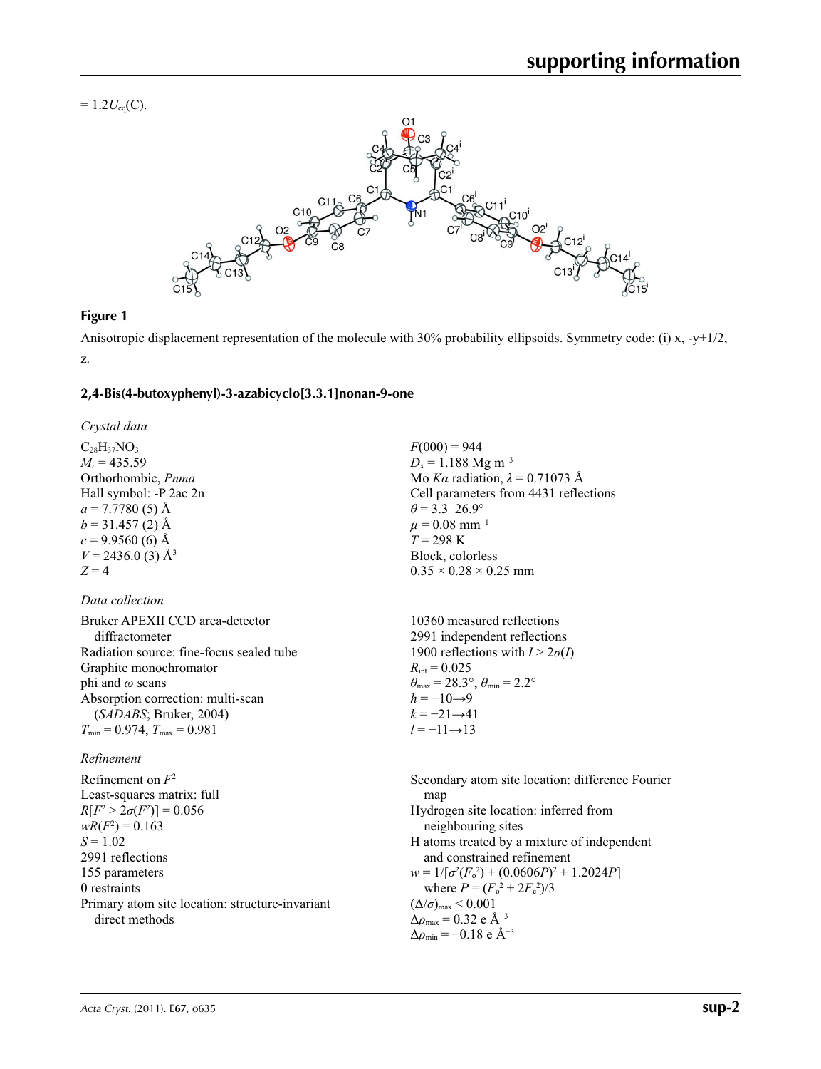$= 1.2U_{eq}(C)$.

**Figure 1**

Anisotropic displacement representation of the molecule with 30% probability ellipsoids. Symmetry code: (i) x, -y+1/2, z.

**2,4-Bis(4-butoxyphenyl)-3-azabicyclo[3.3.1]nonan-9-one**

*Crystal data*

$C_{28}H_{37}NO_3$
$M_r = 435.59$
Orthorhombic, *Pnma*
Hall symbol: -P 2ac 2n
$a = 7.7780$ (5) Å
$b = 31.457$ (2) Å
$c = 9.9560$ (6) Å
$V = 2436.0$ (3) Å$^3$
$Z = 4$
$F(000) = 944$
$D_x = 1.188$ Mg m$^{-3}$
Mo $K\alpha$ radiation, $\lambda = 0.71073$ Å
Cell parameters from 4431 reflections
$\theta = 3.3$–$26.9°$
$\mu = 0.08$ mm$^{-1}$
$T = 298$ K
Block, colorless
0.35 × 0.28 × 0.25 mm

*Data collection*

Bruker APEXII CCD area-detector diffractometer
Radiation source: fine-focus sealed tube
Graphite monochromator
phi and $\omega$ scans
Absorption correction: multi-scan (*SADABS*; Bruker, 2004)
$T_{min} = 0.974$, $T_{max} = 0.981$
10360 measured reflections
2991 independent reflections
1900 reflections with $I > 2\sigma(I)$
$R_{int} = 0.025$
$\theta_{max} = 28.3°$, $\theta_{min} = 2.2°$
$h = -10 \rightarrow 9$
$k = -21 \rightarrow 41$
$l = -11 \rightarrow 13$

*Refinement*

Refinement on $F^2$
Least-squares matrix: full
$R[F^2 > 2\sigma(F^2)] = 0.056$
$wR(F^2) = 0.163$
$S = 1.02$
2991 reflections
155 parameters
0 restraints
Primary atom site location: structure-invariant direct methods
Secondary atom site location: difference Fourier map
Hydrogen site location: inferred from neighbouring sites
H atoms treated by a mixture of independent and constrained refinement
$w = 1/[\sigma^2(F_o^2) + (0.0606P)^2 + 1.2024P]$ where $P = (F_o^2 + 2F_c^2)/3$
$(\Delta/\sigma)_{max} < 0.001$
$\Delta\rho_{max} = 0.32$ e Å$^{-3}$
$\Delta\rho_{min} = -0.18$ e Å$^{-3}$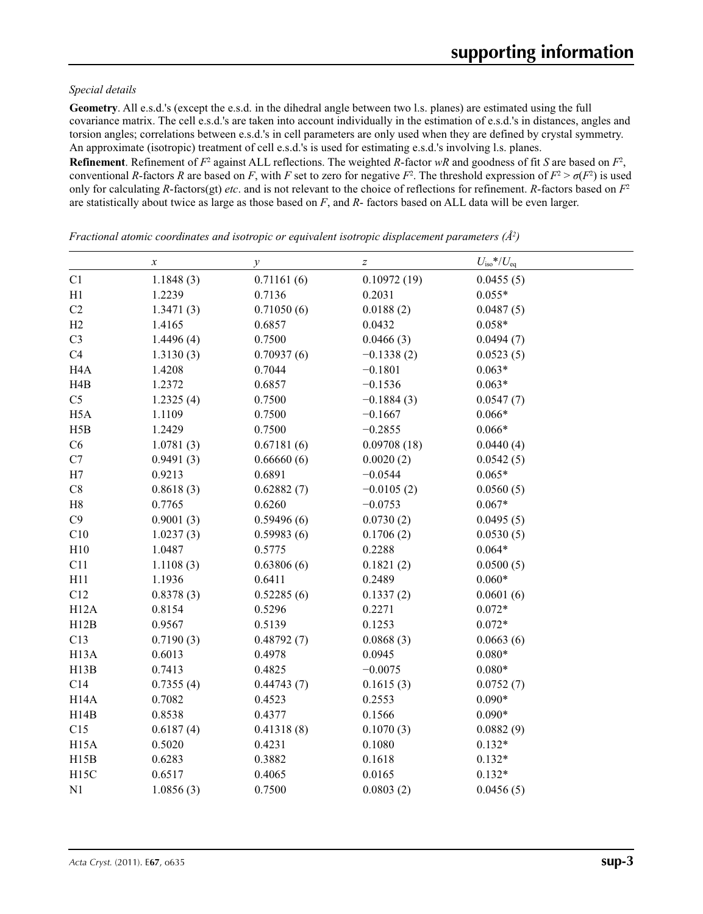*Special details*

**Geometry**. All e.s.d.'s (except the e.s.d. in the dihedral angle between two l.s. planes) are estimated using the full covariance matrix. The cell e.s.d.'s are taken into account individually in the estimation of e.s.d.'s in distances, angles and torsion angles; correlations between e.s.d.'s in cell parameters are only used when they are defined by crystal symmetry. An approximate (isotropic) treatment of cell e.s.d.'s is used for estimating e.s.d.'s involving l.s. planes.

**Refinement**. Refinement of $F^2$ against ALL reflections. The weighted $R$-factor $wR$ and goodness of fit $S$ are based on $F^2$, conventional $R$-factors $R$ are based on $F$, with $F$ set to zero for negative $F^2$. The threshold expression of $F^2 > \sigma(F^2)$ is used only for calculating $R$-factors(gt) *etc*. and is not relevant to the choice of reflections for refinement. $R$-factors based on $F^2$ are statistically about twice as large as those based on $F$, and $R$- factors based on ALL data will be even larger.

*Fractional atomic coordinates and isotropic or equivalent isotropic displacement parameters (Å²)*

| | $x$ | $y$ | $z$ | $U_{iso}$*/$U_{eq}$ |
|---|---|---|---|---|
| C1 | 1.1848 (3) | 0.71161 (6) | 0.10972 (19) | 0.0455 (5) |
| H1 | 1.2239 | 0.7136 | 0.2031 | 0.055* |
| C2 | 1.3471 (3) | 0.71050 (6) | 0.0188 (2) | 0.0487 (5) |
| H2 | 1.4165 | 0.6857 | 0.0432 | 0.058* |
| C3 | 1.4496 (4) | 0.7500 | 0.0466 (3) | 0.0494 (7) |
| C4 | 1.3130 (3) | 0.70937 (6) | −0.1338 (2) | 0.0523 (5) |
| H4A | 1.4208 | 0.7044 | −0.1801 | 0.063* |
| H4B | 1.2372 | 0.6857 | −0.1536 | 0.063* |
| C5 | 1.2325 (4) | 0.7500 | −0.1884 (3) | 0.0547 (7) |
| H5A | 1.1109 | 0.7500 | −0.1667 | 0.066* |
| H5B | 1.2429 | 0.7500 | −0.2855 | 0.066* |
| C6 | 1.0781 (3) | 0.67181 (6) | 0.09708 (18) | 0.0440 (4) |
| C7 | 0.9491 (3) | 0.66660 (6) | 0.0020 (2) | 0.0542 (5) |
| H7 | 0.9213 | 0.6891 | −0.0544 | 0.065* |
| C8 | 0.8618 (3) | 0.62882 (7) | −0.0105 (2) | 0.0560 (5) |
| H8 | 0.7765 | 0.6260 | −0.0753 | 0.067* |
| C9 | 0.9001 (3) | 0.59496 (6) | 0.0730 (2) | 0.0495 (5) |
| C10 | 1.0237 (3) | 0.59983 (6) | 0.1706 (2) | 0.0530 (5) |
| H10 | 1.0487 | 0.5775 | 0.2288 | 0.064* |
| C11 | 1.1108 (3) | 0.63806 (6) | 0.1821 (2) | 0.0500 (5) |
| H11 | 1.1936 | 0.6411 | 0.2489 | 0.060* |
| C12 | 0.8378 (3) | 0.52285 (6) | 0.1337 (2) | 0.0601 (6) |
| H12A | 0.8154 | 0.5296 | 0.2271 | 0.072* |
| H12B | 0.9567 | 0.5139 | 0.1253 | 0.072* |
| C13 | 0.7190 (3) | 0.48792 (7) | 0.0868 (3) | 0.0663 (6) |
| H13A | 0.6013 | 0.4978 | 0.0945 | 0.080* |
| H13B | 0.7413 | 0.4825 | −0.0075 | 0.080* |
| C14 | 0.7355 (4) | 0.44743 (7) | 0.1615 (3) | 0.0752 (7) |
| H14A | 0.7082 | 0.4523 | 0.2553 | 0.090* |
| H14B | 0.8538 | 0.4377 | 0.1566 | 0.090* |
| C15 | 0.6187 (4) | 0.41318 (8) | 0.1070 (3) | 0.0882 (9) |
| H15A | 0.5020 | 0.4231 | 0.1080 | 0.132* |
| H15B | 0.6283 | 0.3882 | 0.1618 | 0.132* |
| H15C | 0.6517 | 0.4065 | 0.0165 | 0.132* |
| N1 | 1.0856 (3) | 0.7500 | 0.0803 (2) | 0.0456 (5) |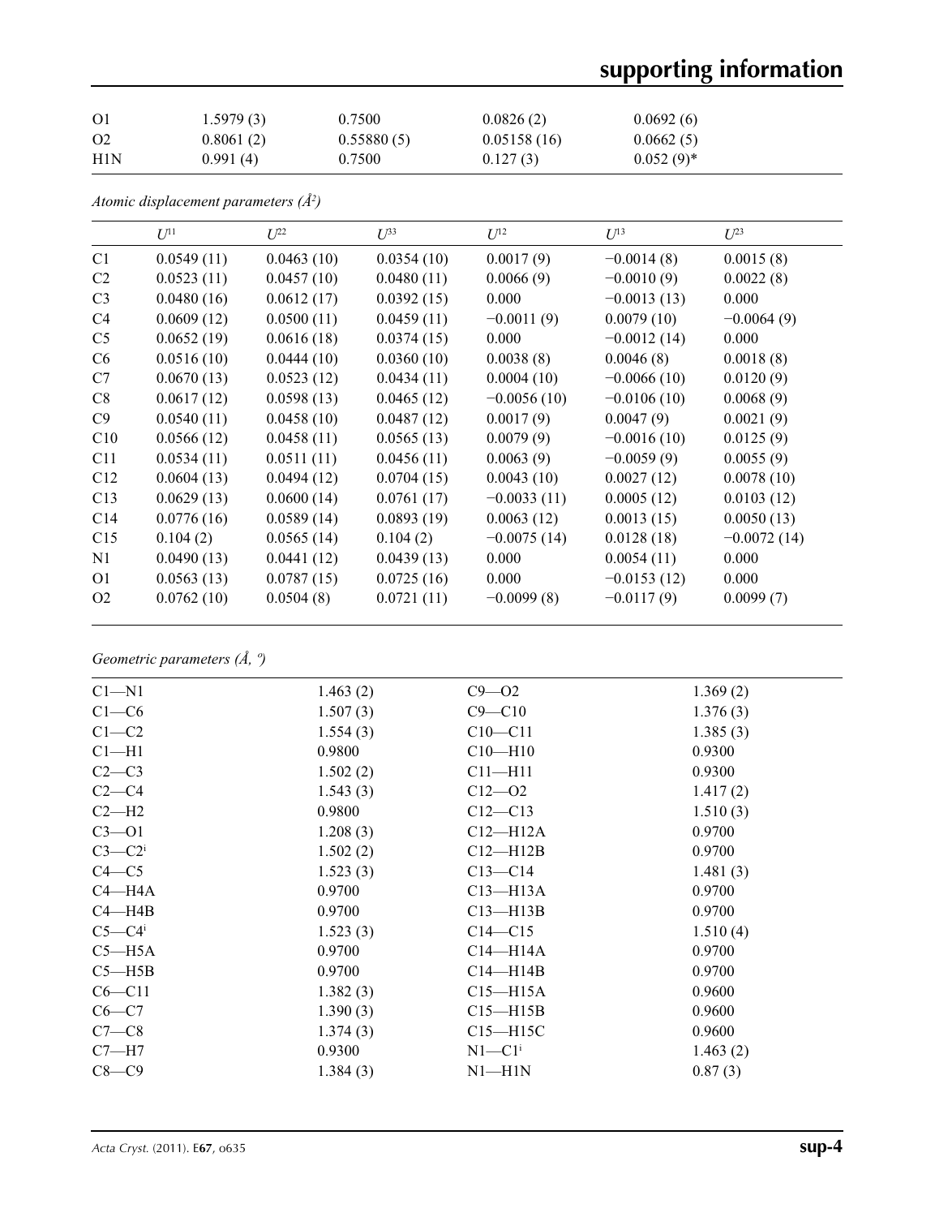| | | | | |
|---|---|---|---|---|
| O1 | 1.5979 (3) | 0.7500 | 0.0826 (2) | 0.0692 (6) |
| O2 | 0.8061 (2) | 0.55880 (5) | 0.05158 (16) | 0.0662 (5) |
| H1N | 0.991 (4) | 0.7500 | 0.127 (3) | 0.052 (9)* |

*Atomic displacement parameters (Å²)*

| | $U^{11}$ | $U^{22}$ | $U^{33}$ | $U^{12}$ | $U^{13}$ | $U^{23}$ |
|---|---|---|---|---|---|---|
| C1 | 0.0549 (11) | 0.0463 (10) | 0.0354 (10) | 0.0017 (9) | −0.0014 (8) | 0.0015 (8) |
| C2 | 0.0523 (11) | 0.0457 (10) | 0.0480 (11) | 0.0066 (9) | −0.0010 (9) | 0.0022 (8) |
| C3 | 0.0480 (16) | 0.0612 (17) | 0.0392 (15) | 0.000 | −0.0013 (13) | 0.000 |
| C4 | 0.0609 (12) | 0.0500 (11) | 0.0459 (11) | −0.0011 (9) | 0.0079 (10) | −0.0064 (9) |
| C5 | 0.0652 (19) | 0.0616 (18) | 0.0374 (15) | 0.000 | −0.0012 (14) | 0.000 |
| C6 | 0.0516 (10) | 0.0444 (10) | 0.0360 (10) | 0.0038 (8) | 0.0046 (8) | 0.0018 (8) |
| C7 | 0.0670 (13) | 0.0523 (12) | 0.0434 (11) | 0.0004 (10) | −0.0066 (10) | 0.0120 (9) |
| C8 | 0.0617 (12) | 0.0598 (13) | 0.0465 (12) | −0.0056 (10) | −0.0106 (10) | 0.0068 (9) |
| C9 | 0.0540 (11) | 0.0458 (10) | 0.0487 (12) | 0.0017 (9) | 0.0047 (9) | 0.0021 (9) |
| C10 | 0.0566 (12) | 0.0458 (11) | 0.0565 (13) | 0.0079 (9) | −0.0016 (10) | 0.0125 (9) |
| C11 | 0.0534 (11) | 0.0511 (11) | 0.0456 (11) | 0.0063 (9) | −0.0059 (9) | 0.0055 (9) |
| C12 | 0.0604 (13) | 0.0494 (12) | 0.0704 (15) | 0.0043 (10) | 0.0027 (12) | 0.0078 (10) |
| C13 | 0.0629 (13) | 0.0600 (14) | 0.0761 (17) | −0.0033 (11) | 0.0005 (12) | 0.0103 (12) |
| C14 | 0.0776 (16) | 0.0589 (14) | 0.0893 (19) | 0.0063 (12) | 0.0013 (15) | 0.0050 (13) |
| C15 | 0.104 (2) | 0.0565 (14) | 0.104 (2) | −0.0075 (14) | 0.0128 (18) | −0.0072 (14) |
| N1 | 0.0490 (13) | 0.0441 (12) | 0.0439 (13) | 0.000 | 0.0054 (11) | 0.000 |
| O1 | 0.0563 (13) | 0.0787 (15) | 0.0725 (16) | 0.000 | −0.0153 (12) | 0.000 |
| O2 | 0.0762 (10) | 0.0504 (8) | 0.0721 (11) | −0.0099 (8) | −0.0117 (9) | 0.0099 (7) |

*Geometric parameters (Å, º)*

| | | | |
|---|---|---|---|
| C1—N1 | 1.463 (2) | C9—O2 | 1.369 (2) |
| C1—C6 | 1.507 (3) | C9—C10 | 1.376 (3) |
| C1—C2 | 1.554 (3) | C10—C11 | 1.385 (3) |
| C1—H1 | 0.9800 | C10—H10 | 0.9300 |
| C2—C3 | 1.502 (2) | C11—H11 | 0.9300 |
| C2—C4 | 1.543 (3) | C12—O2 | 1.417 (2) |
| C2—H2 | 0.9800 | C12—C13 | 1.510 (3) |
| C3—O1 | 1.208 (3) | C12—H12A | 0.9700 |
| C3—C2ⁱ | 1.502 (2) | C12—H12B | 0.9700 |
| C4—C5 | 1.523 (3) | C13—C14 | 1.481 (3) |
| C4—H4A | 0.9700 | C13—H13A | 0.9700 |
| C4—H4B | 0.9700 | C13—H13B | 0.9700 |
| C5—C4ⁱ | 1.523 (3) | C14—C15 | 1.510 (4) |
| C5—H5A | 0.9700 | C14—H14A | 0.9700 |
| C5—H5B | 0.9700 | C14—H14B | 0.9700 |
| C6—C11 | 1.382 (3) | C15—H15A | 0.9600 |
| C6—C7 | 1.390 (3) | C15—H15B | 0.9600 |
| C7—C8 | 1.374 (3) | C15—H15C | 0.9600 |
| C7—H7 | 0.9300 | N1—C1ⁱ | 1.463 (2) |
| C8—C9 | 1.384 (3) | N1—H1N | 0.87 (3) |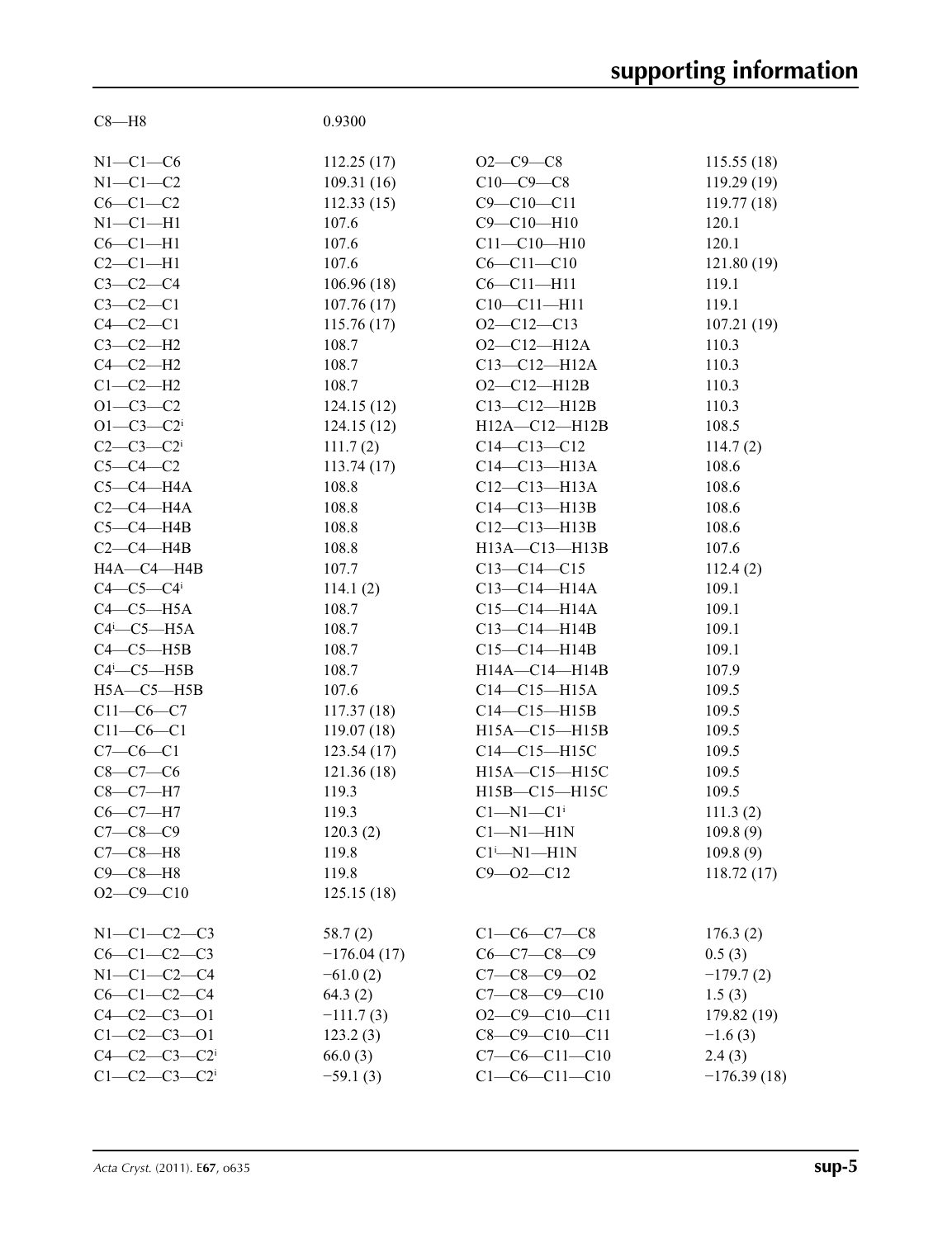| | | | |
|---|---|---|---|
| C8—H8 | 0.9300 | | |
| | | | |
| N1—C1—C6 | 112.25 (17) | O2—C9—C8 | 115.55 (18) |
| N1—C1—C2 | 109.31 (16) | C10—C9—C8 | 119.29 (19) |
| C6—C1—C2 | 112.33 (15) | C9—C10—C11 | 119.77 (18) |
| N1—C1—H1 | 107.6 | C9—C10—H10 | 120.1 |
| C6—C1—H1 | 107.6 | C11—C10—H10 | 120.1 |
| C2—C1—H1 | 107.6 | C6—C11—C10 | 121.80 (19) |
| C3—C2—C4 | 106.96 (18) | C6—C11—H11 | 119.1 |
| C3—C2—C1 | 107.76 (17) | C10—C11—H11 | 119.1 |
| C4—C2—C1 | 115.76 (17) | O2—C12—C13 | 107.21 (19) |
| C3—C2—H2 | 108.7 | O2—C12—H12A | 110.3 |
| C4—C2—H2 | 108.7 | C13—C12—H12A | 110.3 |
| C1—C2—H2 | 108.7 | O2—C12—H12B | 110.3 |
| O1—C3—C2 | 124.15 (12) | C13—C12—H12B | 110.3 |
| O1—C3—C2$^{i}$ | 124.15 (12) | H12A—C12—H12B | 108.5 |
| C2—C3—C2$^{i}$ | 111.7 (2) | C14—C13—C12 | 114.7 (2) |
| C5—C4—C2 | 113.74 (17) | C14—C13—H13A | 108.6 |
| C5—C4—H4A | 108.8 | C12—C13—H13A | 108.6 |
| C2—C4—H4A | 108.8 | C14—C13—H13B | 108.6 |
| C5—C4—H4B | 108.8 | C12—C13—H13B | 108.6 |
| C2—C4—H4B | 108.8 | H13A—C13—H13B | 107.6 |
| H4A—C4—H4B | 107.7 | C13—C14—C15 | 112.4 (2) |
| C4—C5—C4$^{i}$ | 114.1 (2) | C13—C14—H14A | 109.1 |
| C4—C5—H5A | 108.7 | C15—C14—H14A | 109.1 |
| C4$^{i}$—C5—H5A | 108.7 | C13—C14—H14B | 109.1 |
| C4—C5—H5B | 108.7 | C15—C14—H14B | 109.1 |
| C4$^{i}$—C5—H5B | 108.7 | H14A—C14—H14B | 107.9 |
| H5A—C5—H5B | 107.6 | C14—C15—H15A | 109.5 |
| C11—C6—C7 | 117.37 (18) | C14—C15—H15B | 109.5 |
| C11—C6—C1 | 119.07 (18) | H15A—C15—H15B | 109.5 |
| C7—C6—C1 | 123.54 (17) | C14—C15—H15C | 109.5 |
| C8—C7—C6 | 121.36 (18) | H15A—C15—H15C | 109.5 |
| C8—C7—H7 | 119.3 | H15B—C15—H15C | 109.5 |
| C6—C7—H7 | 119.3 | C1—N1—C1$^{i}$ | 111.3 (2) |
| C7—C8—C9 | 120.3 (2) | C1—N1—H1N | 109.8 (9) |
| C7—C8—H8 | 119.8 | C1$^{i}$—N1—H1N | 109.8 (9) |
| C9—C8—H8 | 119.8 | C9—O2—C12 | 118.72 (17) |
| O2—C9—C10 | 125.15 (18) | | |
| | | | |
| N1—C1—C2—C3 | 58.7 (2) | C1—C6—C7—C8 | 176.3 (2) |
| C6—C1—C2—C3 | −176.04 (17) | C6—C7—C8—C9 | 0.5 (3) |
| N1—C1—C2—C4 | −61.0 (2) | C7—C8—C9—O2 | −179.7 (2) |
| C6—C1—C2—C4 | 64.3 (2) | C7—C8—C9—C10 | 1.5 (3) |
| C4—C2—C3—O1 | −111.7 (3) | O2—C9—C10—C11 | 179.82 (19) |
| C1—C2—C3—O1 | 123.2 (3) | C8—C9—C10—C11 | −1.6 (3) |
| C4—C2—C3—C2$^{i}$ | 66.0 (3) | C7—C6—C11—C10 | 2.4 (3) |
| C1—C2—C3—C2$^{i}$ | −59.1 (3) | C1—C6—C11—C10 | −176.39 (18) |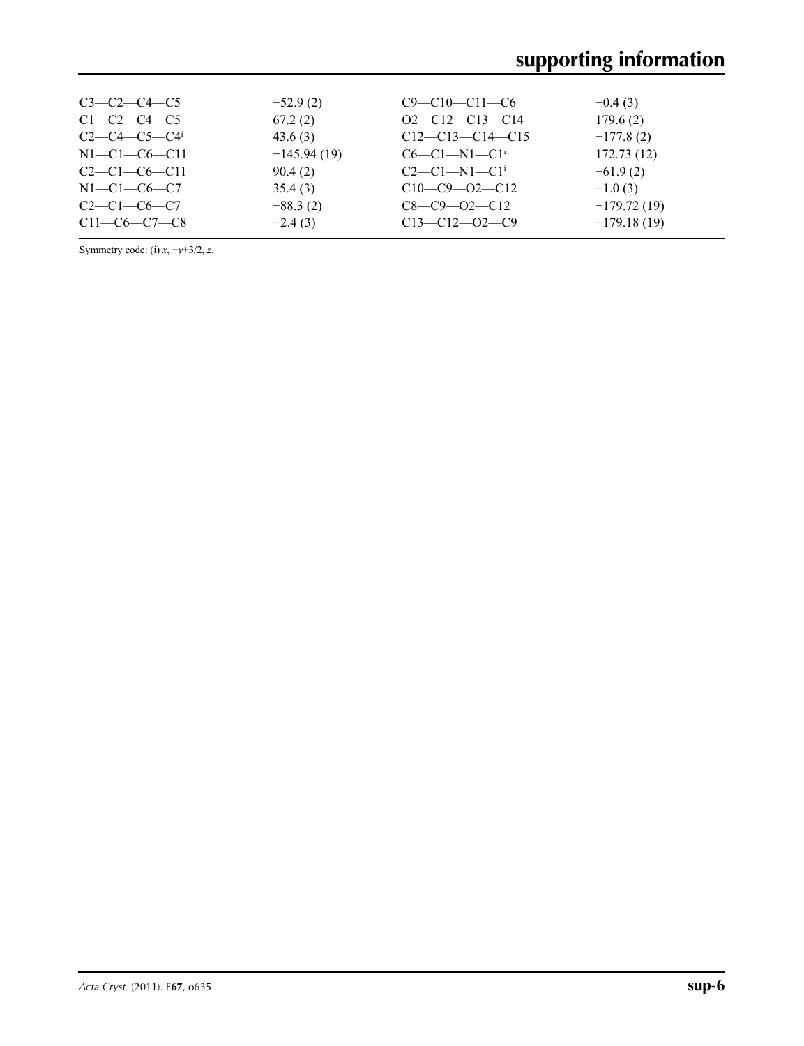| | | | |
|---|---|---|---|
| C3—C2—C4—C5 | −52.9 (2) | C9—C10—C11—C6 | −0.4 (3) |
| C1—C2—C4—C5 | 67.2 (2) | O2—C12—C13—C14 | 179.6 (2) |
| C2—C4—C5—C4$^{i}$ | 43.6 (3) | C12—C13—C14—C15 | −177.8 (2) |
| N1—C1—C6—C11 | −145.94 (19) | C6—C1—N1—C1$^{i}$ | 172.73 (12) |
| C2—C1—C6—C11 | 90.4 (2) | C2—C1—N1—C1$^{i}$ | −61.9 (2) |
| N1—C1—C6—C7 | 35.4 (3) | C10—C9—O2—C12 | −1.0 (3) |
| C2—C1—C6—C7 | −88.3 (2) | C8—C9—O2—C12 | −179.72 (19) |
| C11—C6—C7—C8 | −2.4 (3) | C13—C12—O2—C9 | −179.18 (19) |

Symmetry code: (i) *x*, −*y*+3/2, *z*.